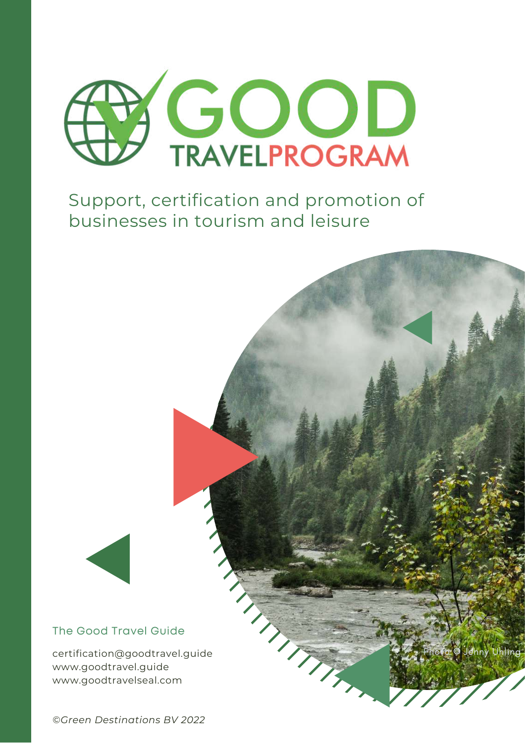# GOOD TRAVELPROGRAM

Support, certification and promotion of businesses in tourism and leisure

The Good Travel Guide

certification@goodtravel.guide
www.goodtravel.guide
www.goodtravelseal.com

Photo © Jenny Uhling

*©Green Destinations BV 2022*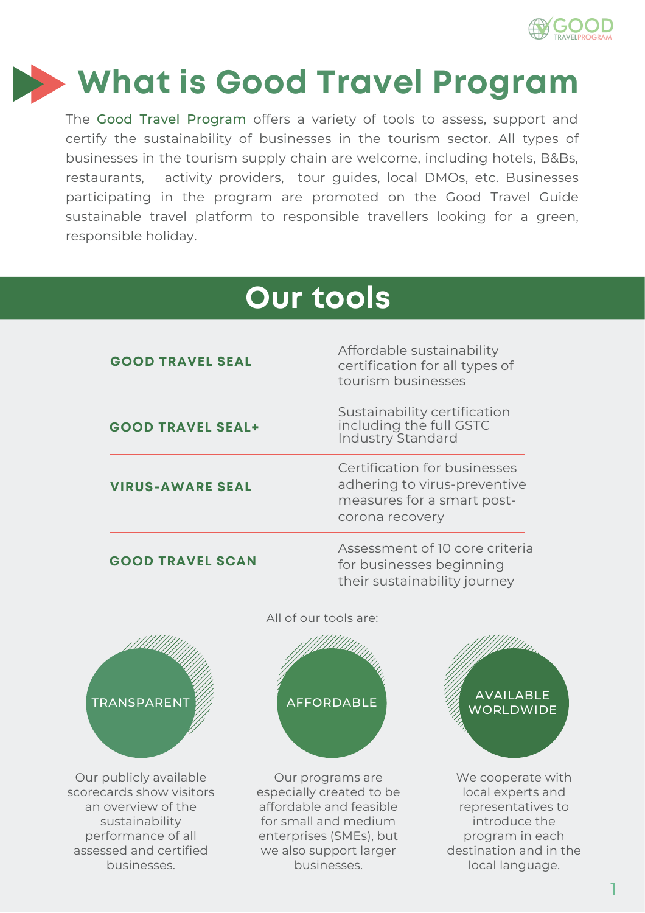# What is Good Travel Program

The Good Travel Program offers a variety of tools to assess, support and certify the sustainability of businesses in the tourism sector. All types of businesses in the tourism supply chain are welcome, including hotels, B&Bs, restaurants, activity providers, tour guides, local DMOs, etc. Businesses participating in the program are promoted on the Good Travel Guide sustainable travel platform to responsible travellers looking for a green, responsible holiday.

## Our tools

| Tool | Description |
| --- | --- |
| **GOOD TRAVEL SEAL** | Affordable sustainability certification for all types of tourism businesses |
| **GOOD TRAVEL SEAL+** | Sustainability certification including the full GSTC Industry Standard |
| **VIRUS-AWARE SEAL** | Certification for businesses adhering to virus-preventive measures for a smart post-corona recovery |
| **GOOD TRAVEL SCAN** | Assessment of 10 core criteria for businesses beginning their sustainability journey |

All of our tools are:

**TRANSPARENT**

Our publicly available scorecards show visitors an overview of the sustainability performance of all assessed and certified businesses.

**AFFORDABLE**

Our programs are especially created to be affordable and feasible for small and medium enterprises (SMEs), but we also support larger businesses.

**AVAILABLE WORLDWIDE**

We cooperate with local experts and representatives to introduce the program in each destination and in the local language.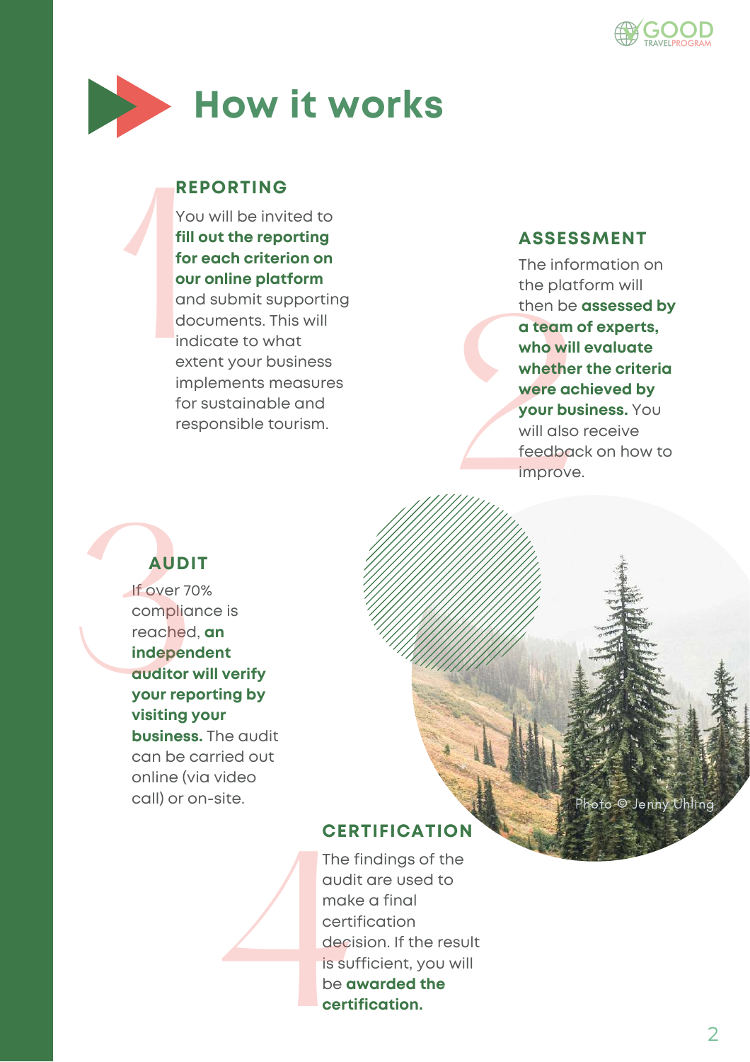# How it works

## 1 REPORTING

You will be invited to **fill out the reporting for each criterion on our online platform** and submit supporting documents. This will indicate to what extent your business implements measures for sustainable and responsible tourism.

## 2 ASSESSMENT

The information on the platform will then be **assessed by a team of experts, who will evaluate whether the criteria were achieved by your business.** You will also receive feedback on how to improve.

## 3 AUDIT

If over 70% compliance is reached, **an independent auditor will verify your reporting by visiting your business.** The audit can be carried out online (via video call) or on-site.

Photo © Jenny Uhling

## 4 CERTIFICATION

The findings of the audit are used to make a final certification decision. If the result is sufficient, you will be **awarded the certification.**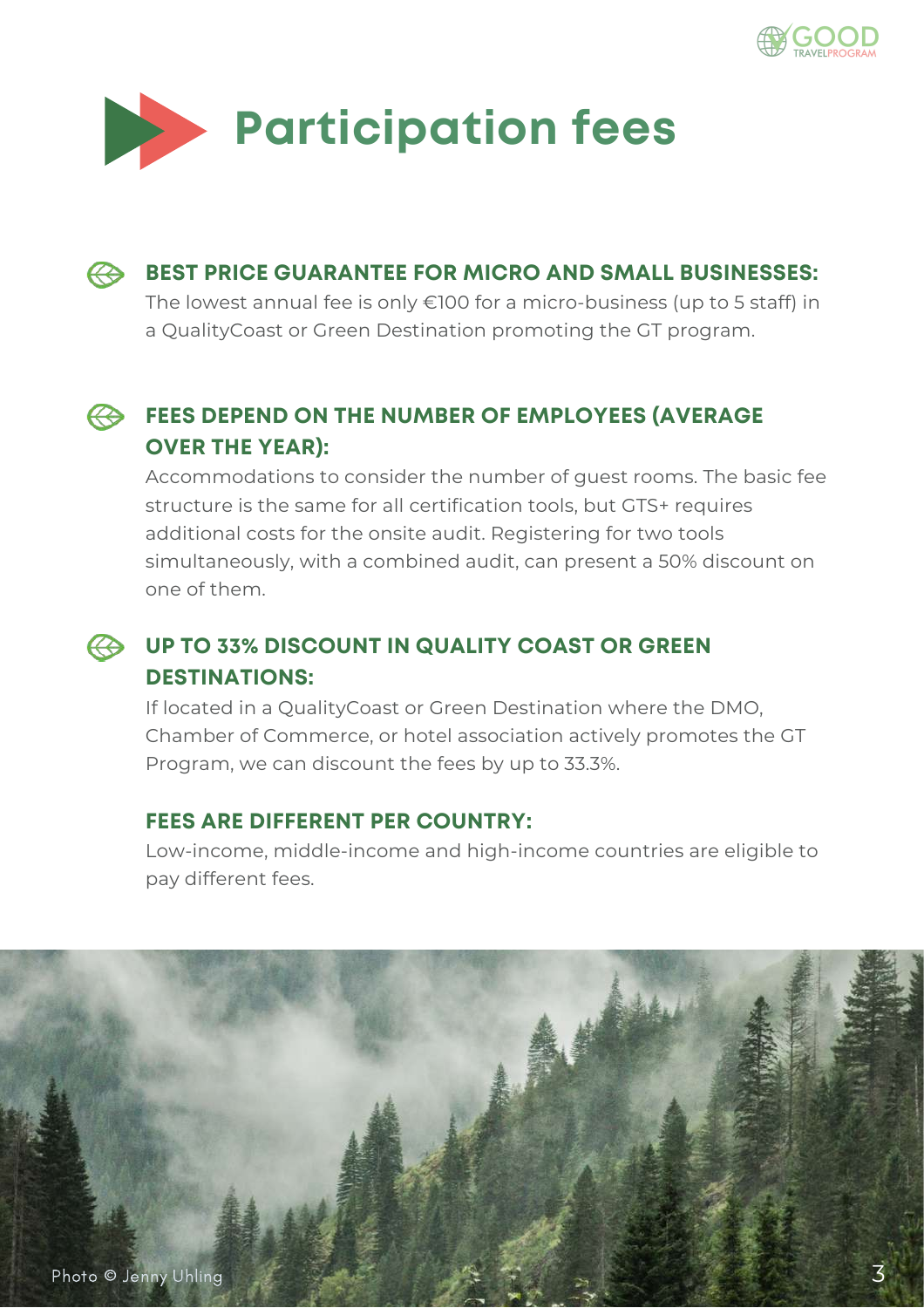# Participation fees

### BEST PRICE GUARANTEE FOR MICRO AND SMALL BUSINESSES:

The lowest annual fee is only €100 for a micro-business (up to 5 staff) in a QualityCoast or Green Destination promoting the GT program.

### FEES DEPEND ON THE NUMBER OF EMPLOYEES (AVERAGE OVER THE YEAR):

Accommodations to consider the number of guest rooms. The basic fee structure is the same for all certification tools, but GTS+ requires additional costs for the onsite audit. Registering for two tools simultaneously, with a combined audit, can present a 50% discount on one of them.

### UP TO 33% DISCOUNT IN QUALITY COAST OR GREEN DESTINATIONS:

If located in a QualityCoast or Green Destination where the DMO, Chamber of Commerce, or hotel association actively promotes the GT Program, we can discount the fees by up to 33.3%.

### FEES ARE DIFFERENT PER COUNTRY:

Low-income, middle-income and high-income countries are eligible to pay different fees.

Photo © Jenny Uhling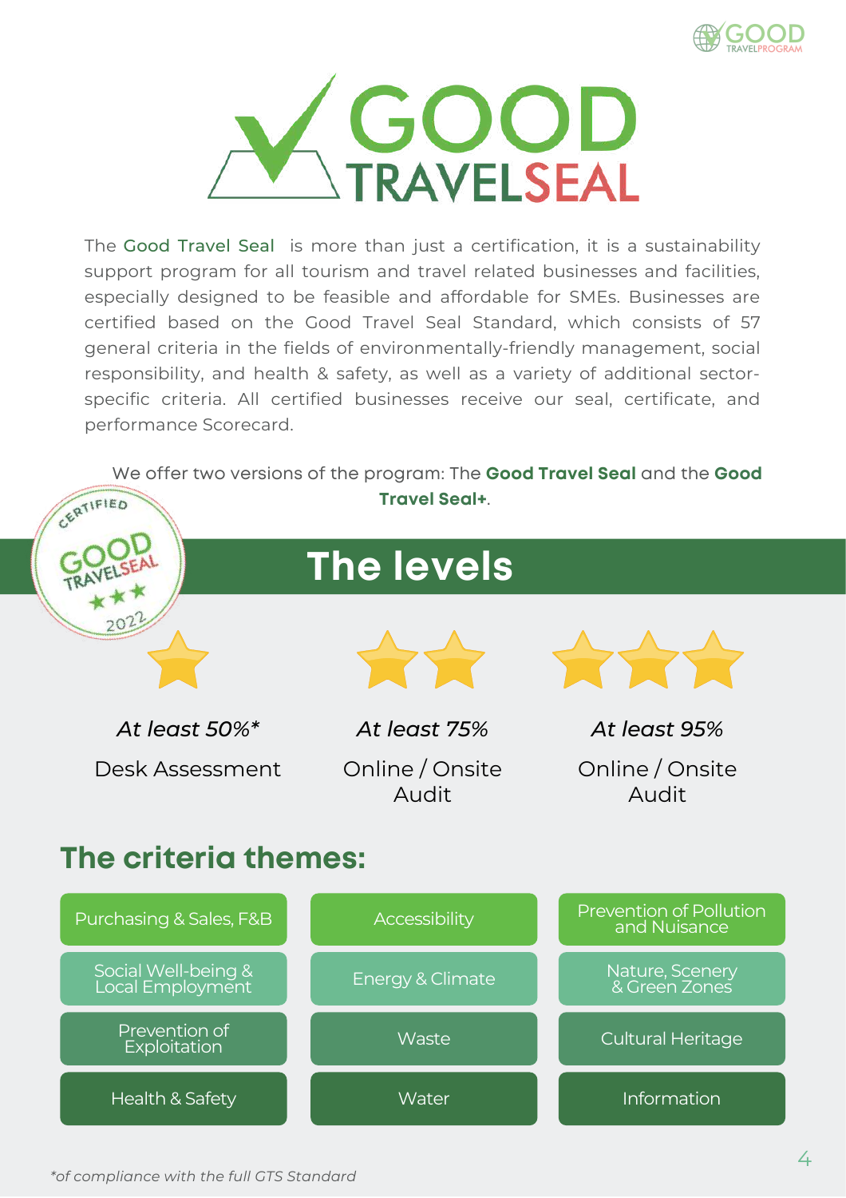# GOOD TRAVELSEAL

The **Good Travel Seal** is more than just a certification, it is a sustainability support program for all tourism and travel related businesses and facilities, especially designed to be feasible and affordable for SMEs. Businesses are certified based on the Good Travel Seal Standard, which consists of 57 general criteria in the fields of environmentally-friendly management, social responsibility, and health & safety, as well as a variety of additional sector-specific criteria. All certified businesses receive our seal, certificate, and performance Scorecard.

We offer two versions of the program: The **Good Travel Seal** and the **Good Travel Seal+**.

## The levels

| ★ | ★★ | ★★★ |
|---|---|---|
| *At least 50%** | *At least 75%* | *At least 95%* |
| Desk Assessment | Online / Onsite Audit | Online / Onsite Audit |

## The criteria themes:

| | | |
|---|---|---|
| Purchasing & Sales, F&B | Accessibility | Prevention of Pollution and Nuisance |
| Social Well-being & Local Employment | Energy & Climate | Nature, Scenery & Green Zones |
| Prevention of Exploitation | Waste | Cultural Heritage |
| Health & Safety | Water | Information |

*\*of compliance with the full GTS Standard*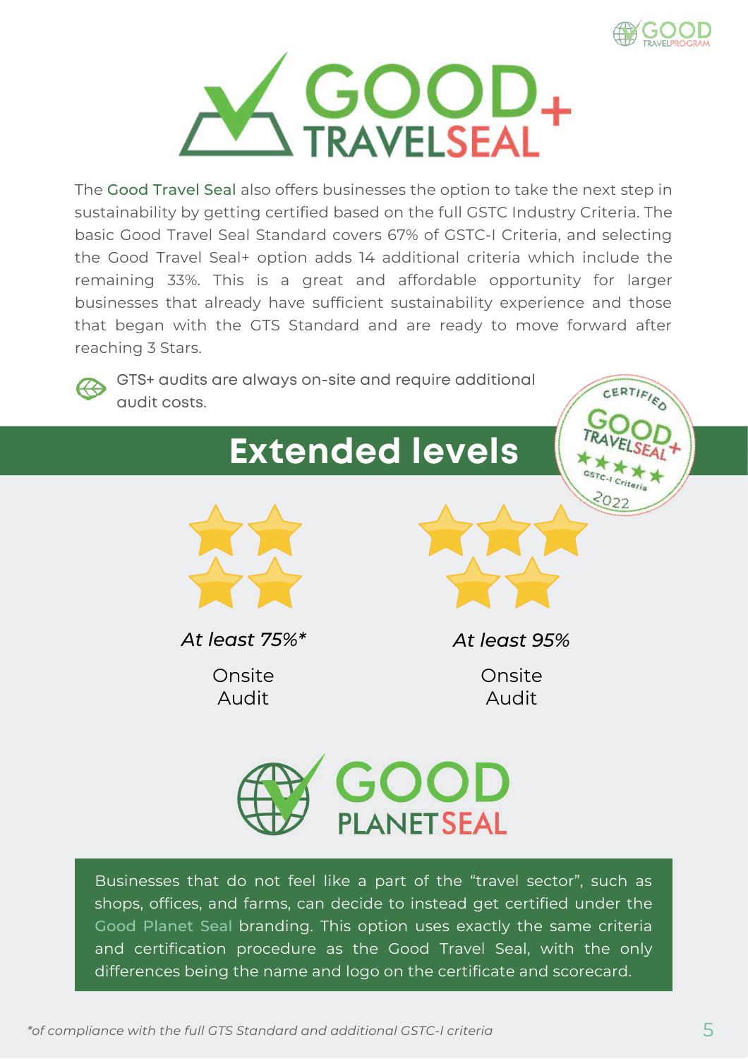# GOOD TRAVEL SEAL+

The Good Travel Seal also offers businesses the option to take the next step in sustainability by getting certified based on the full GSTC Industry Criteria. The basic Good Travel Seal Standard covers 67% of GSTC-I Criteria, and selecting the Good Travel Seal+ option adds 14 additional criteria which include the remaining 33%. This is a great and affordable opportunity for larger businesses that already have sufficient sustainability experience and those that began with the GTS Standard and are ready to move forward after reaching 3 Stars.

GTS+ audits are always on-site and require additional audit costs.

## Extended levels

| 4 Stars | 5 Stars |
|---|---|
| *At least 75%** | *At least 95%* |
| Onsite Audit | Onsite Audit |

# GOOD PLANET SEAL

Businesses that do not feel like a part of the "travel sector", such as shops, offices, and farms, can decide to instead get certified under the Good Planet Seal branding. This option uses exactly the same criteria and certification procedure as the Good Travel Seal, with the only differences being the name and logo on the certificate and scorecard.

*\*of compliance with the full GTS Standard and additional GSTC-I criteria*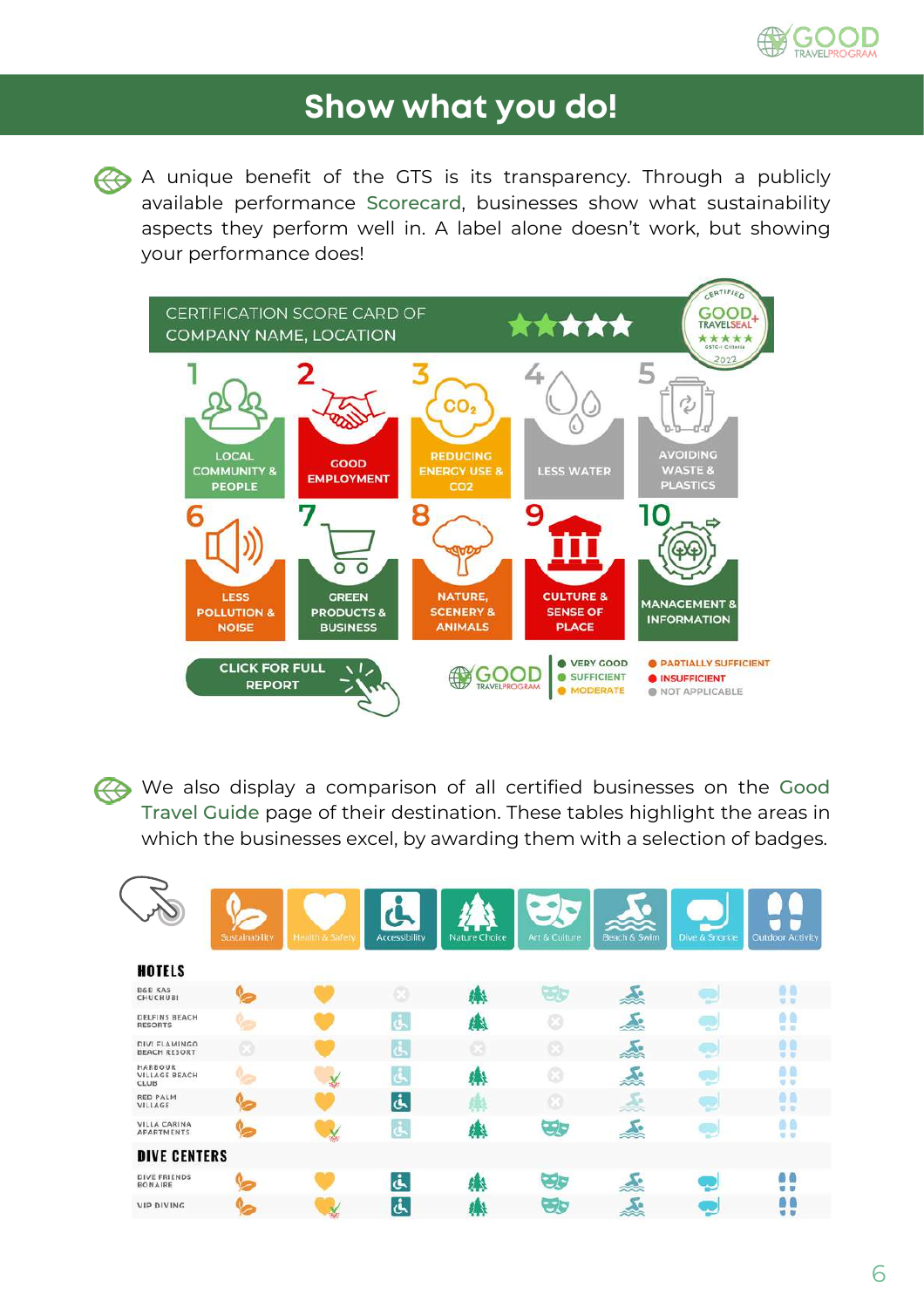# Show what you do!

A unique benefit of the GTS is its transparency. Through a publicly available performance Scorecard, businesses show what sustainability aspects they perform well in. A label alone doesn't work, but showing your performance does!

CERTIFICATION SCORE CARD OF
COMPANY NAME, LOCATION

1. LOCAL COMMUNITY & PEOPLE
2. GOOD EMPLOYMENT
3. REDUCING ENERGY USE & CO2
4. LESS WATER
5. AVOIDING WASTE & PLASTICS
6. LESS POLLUTION & NOISE
7. GREEN PRODUCTS & BUSINESS
8. NATURE, SCENERY & ANIMALS
9. CULTURE & SENSE OF PLACE
10. MANAGEMENT & INFORMATION

CLICK FOR FULL REPORT

- VERY GOOD
- SUFFICIENT
- MODERATE
- PARTIALLY SUFFICIENT
- INSUFFICIENT
- NOT APPLICABLE

We also display a comparison of all certified businesses on the Good Travel Guide page of their destination. These tables highlight the areas in which the businesses excel, by awarding them with a selection of badges.

| | Sustainability | Health & Safety | Accessibility | Nature Choice | Art & Culture | Beach & Swim | Dive & Snorkle | Outdoor Activity |
|---|---|---|---|---|---|---|---|---|
| **HOTELS** | | | | | | | | |
| B&B KAS CHUCHUBI | | | | | | | | |
| DELFINS BEACH RESORTS | | | | | | | | |
| DIVI FLAMINGO BEACH RESORT | | | | | | | | |
| HARBOUR VILLAGE BEACH CLUB | | | | | | | | |
| RED PALM VILLAGE | | | | | | | | |
| VILLA CARINA APARTMENTS | | | | | | | | |
| **DIVE CENTERS** | | | | | | | | |
| DIVE FRIENDS BONAIRE | | | | | | | | |
| VIP DIVING | | | | | | | | |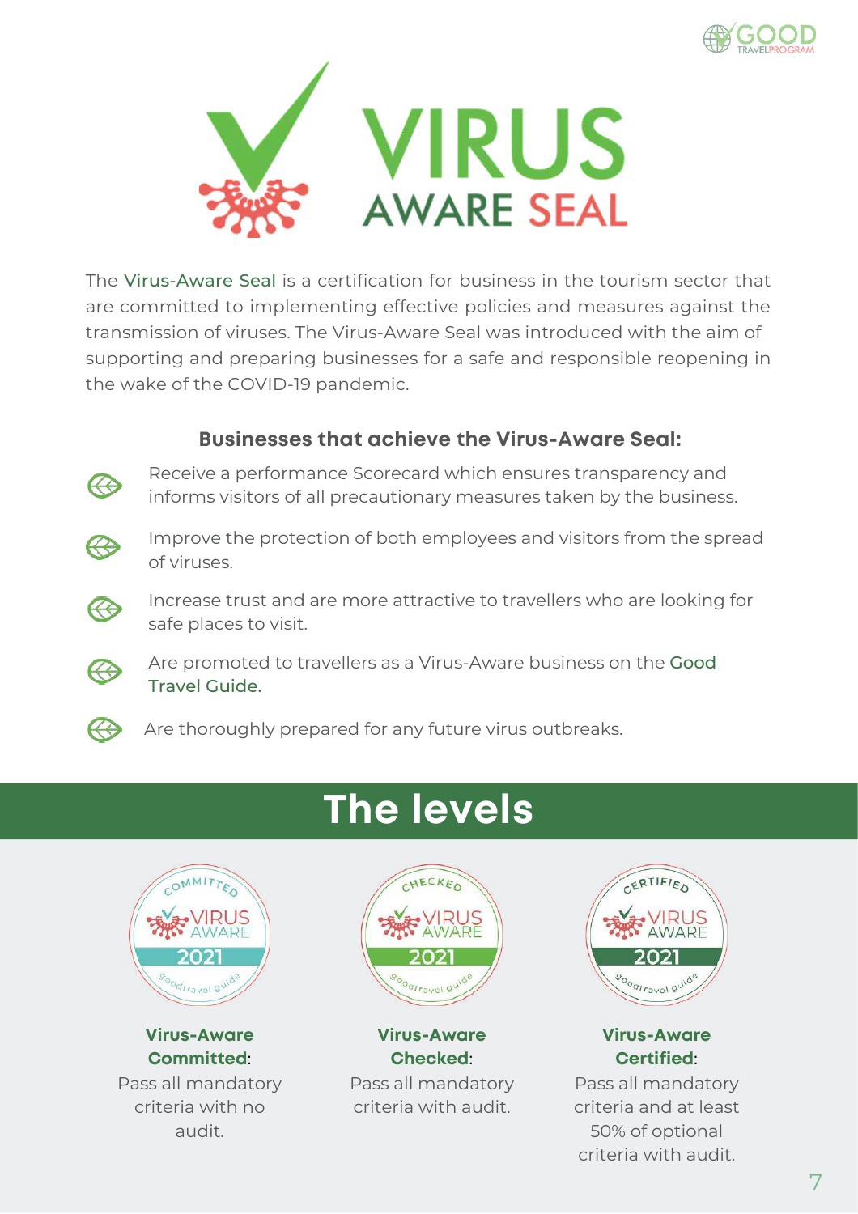# VIRUS AWARE SEAL

The Virus-Aware Seal is a certification for business in the tourism sector that are committed to implementing effective policies and measures against the transmission of viruses. The Virus-Aware Seal was introduced with the aim of supporting and preparing businesses for a safe and responsible reopening in the wake of the COVID-19 pandemic.

### Businesses that achieve the Virus-Aware Seal:

- Receive a performance Scorecard which ensures transparency and informs visitors of all precautionary measures taken by the business.
- Improve the protection of both employees and visitors from the spread of viruses.
- Increase trust and are more attractive to travellers who are looking for safe places to visit.
- Are promoted to travellers as a Virus-Aware business on the Good Travel Guide.
- Are thoroughly prepared for any future virus outbreaks.

## The levels

**Virus-Aware Committed**: Pass all mandatory criteria with no audit.

**Virus-Aware Checked**: Pass all mandatory criteria with audit.

**Virus-Aware Certified**: Pass all mandatory criteria and at least 50% of optional criteria with audit.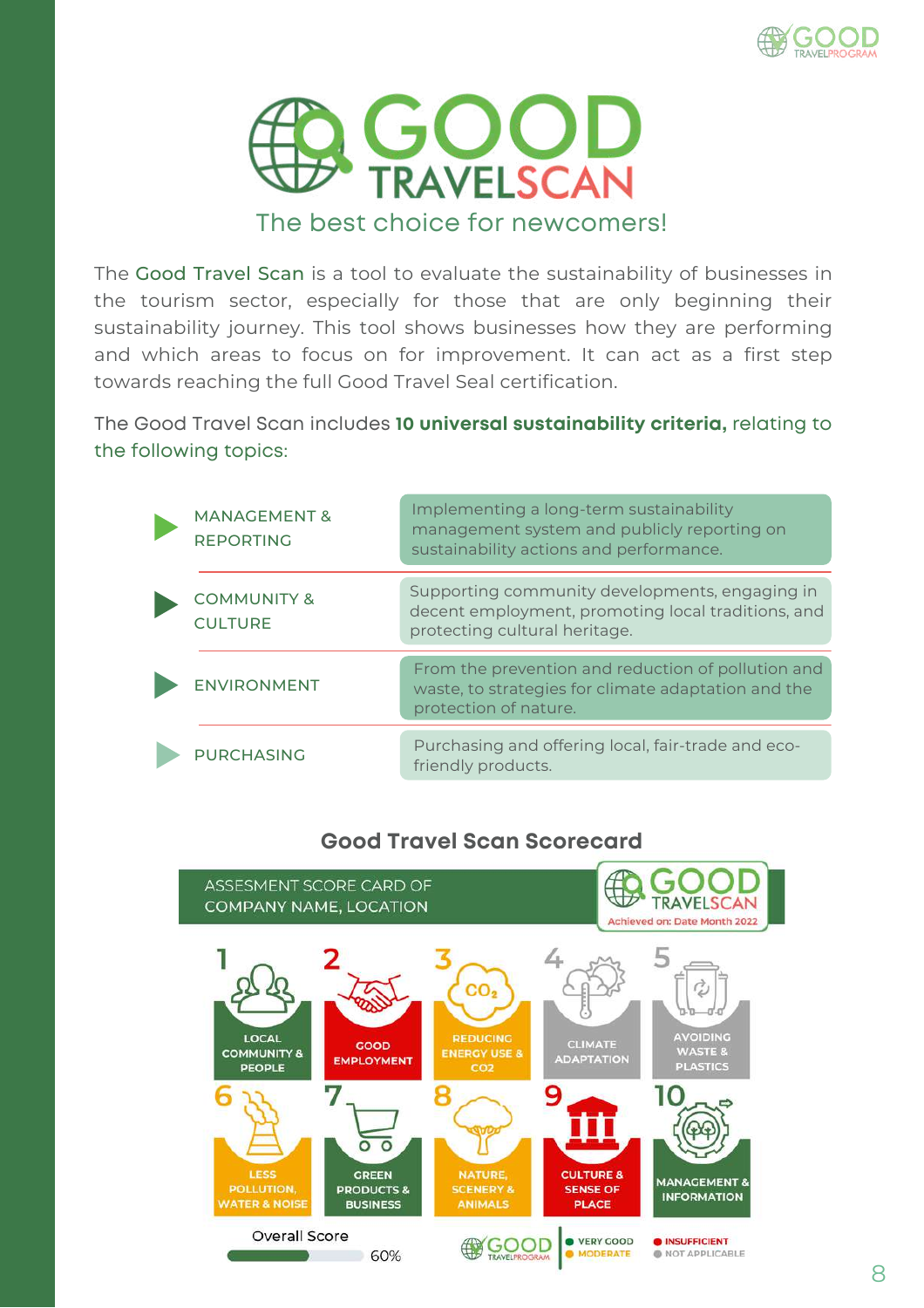# GOOD TRAVELSCAN

The best choice for newcomers!

The Good Travel Scan is a tool to evaluate the sustainability of businesses in the tourism sector, especially for those that are only beginning their sustainability journey. This tool shows businesses how they are performing and which areas to focus on for improvement. It can act as a first step towards reaching the full Good Travel Seal certification.

The Good Travel Scan includes **10 universal sustainability criteria,** relating to the following topics:

| Topic | Description |
|---|---|
| MANAGEMENT & REPORTING | Implementing a long-term sustainability management system and publicly reporting on sustainability actions and performance. |
| COMMUNITY & CULTURE | Supporting community developments, engaging in decent employment, promoting local traditions, and protecting cultural heritage. |
| ENVIRONMENT | From the prevention and reduction of pollution and waste, to strategies for climate adaptation and the protection of nature. |
| PURCHASING | Purchasing and offering local, fair-trade and eco-friendly products. |

## Good Travel Scan Scorecard

ASSESMENT SCORE CARD OF COMPANY NAME, LOCATION

GOOD TRAVELSCAN — Achieved on: Date Month 2022

1. LOCAL COMMUNITY & PEOPLE
2. GOOD EMPLOYMENT
3. REDUCING ENERGY USE & CO2
4. CLIMATE ADAPTATION
5. AVOIDING WASTE & PLASTICS
6. LESS POLLUTION, WATER & NOISE
7. GREEN PRODUCTS & BUSINESS
8. NATURE, SCENERY & ANIMALS
9. CULTURE & SENSE OF PLACE
10. MANAGEMENT & INFORMATION

Overall Score 60%

VERY GOOD · MODERATE · INSUFFICIENT · NOT APPLICABLE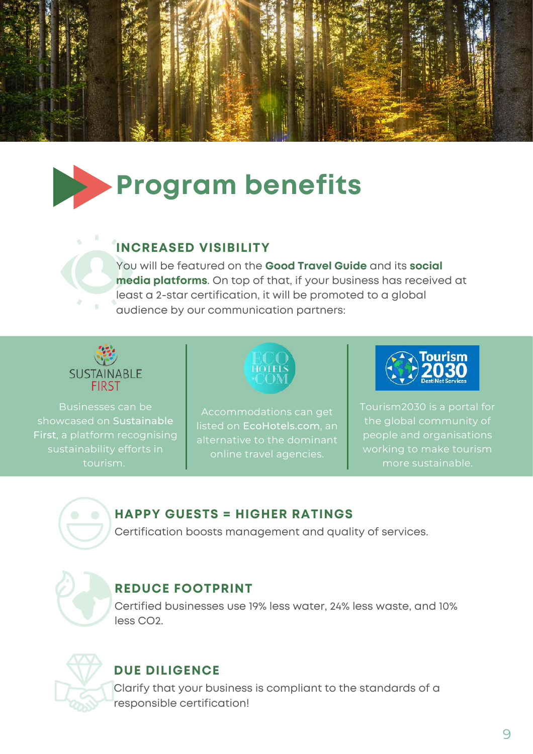# Program benefits

### INCREASED VISIBILITY

You will be featured on the **Good Travel Guide** and its **social media platforms**. On top of that, if your business has received at least a 2-star certification, it will be promoted to a global audience by our communication partners:

SUSTAINABLE FIRST

Businesses can be showcased on **Sustainable First**, a platform recognising sustainability efforts in tourism.

ECO HOTELS .COM

Accommodations can get listed on **EcoHotels.com**, an alternative to the dominant online travel agencies.

Tourism 2030 DestiNet Services

Tourism2030 is a portal for the global community of people and organisations working to make tourism more sustainable.

### HAPPY GUESTS = HIGHER RATINGS

Certification boosts management and quality of services.

### REDUCE FOOTPRINT

Certified businesses use 19% less water, 24% less waste, and 10% less $CO_2$.

### DUE DILIGENCE

Clarify that your business is compliant to the standards of a responsible certification!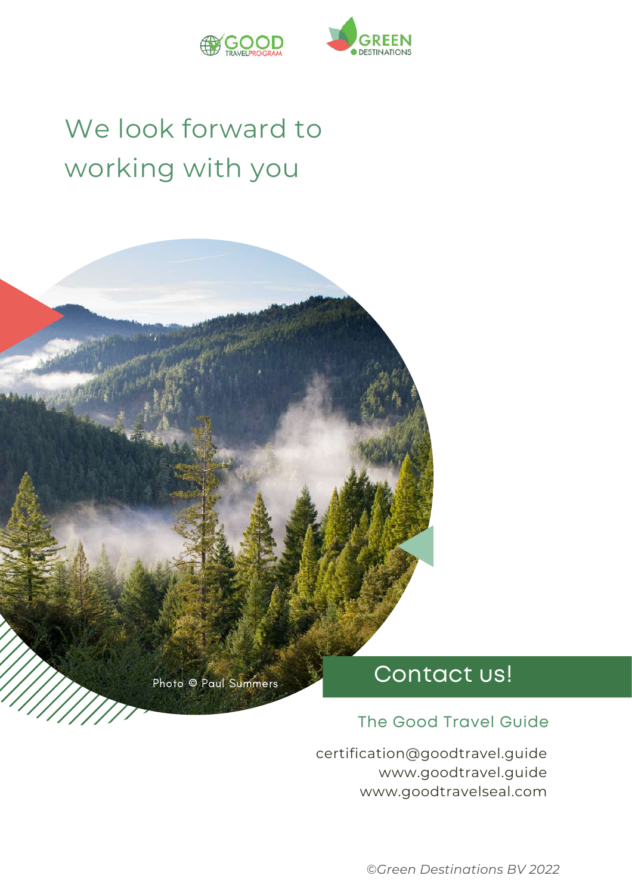# We look forward to working with you

Photo © Paul Summers

## Contact us!

### The Good Travel Guide

certification@goodtravel.guide
www.goodtravel.guide
www.goodtravelseal.com

*©Green Destinations BV 2022*